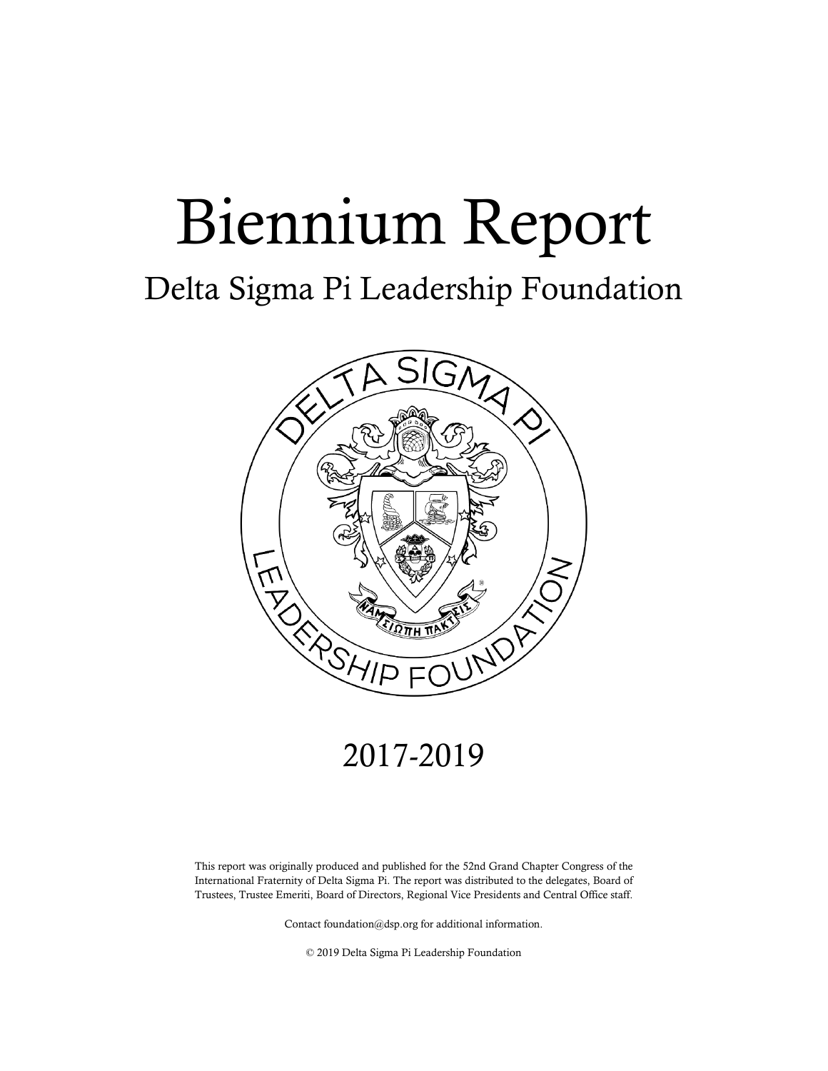# Biennium Report

## Delta Sigma Pi Leadership Foundation

## 2017-2019

This report was originally produced and published for the 52nd Grand Chapter Congress of the International Fraternity of Delta Sigma Pi. The report was distributed to the delegates, Board of Trustees, Trustee Emeriti, Board of Directors, Regional Vice Presidents and Central Office staff.

Contact foundation@dsp.org for additional information.

© 2019 Delta Sigma Pi Leadership Foundation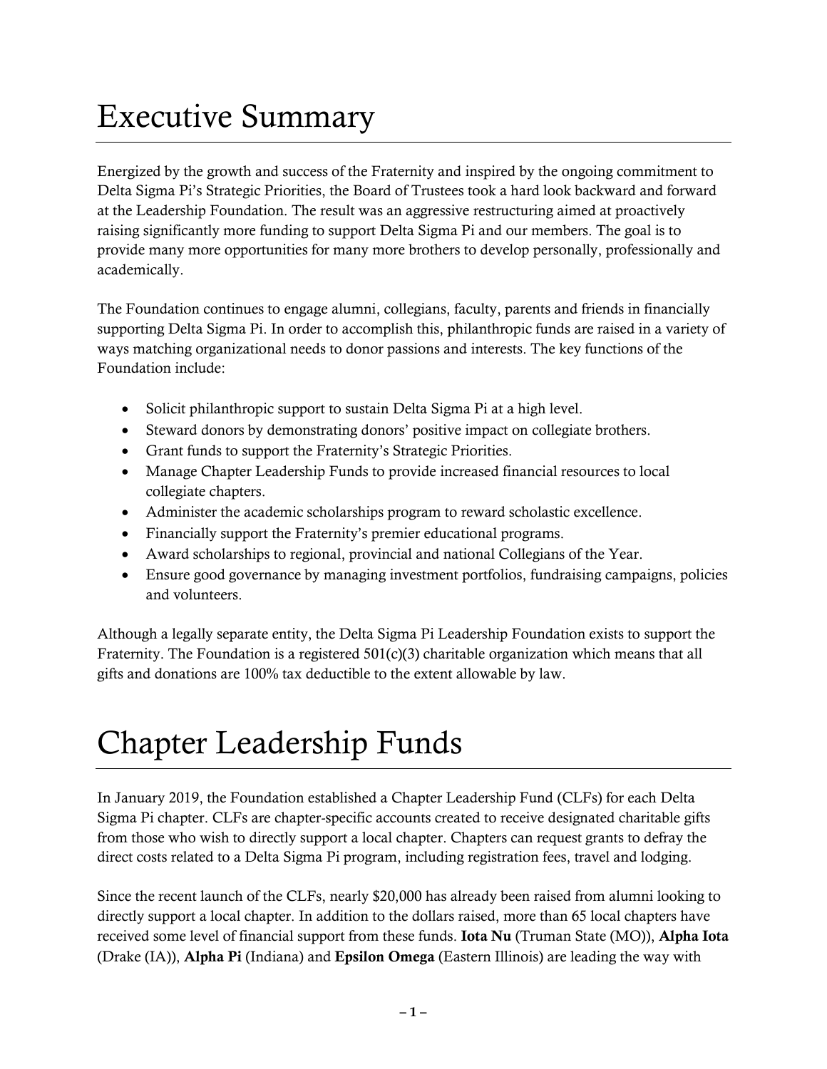# Executive Summary

Energized by the growth and success of the Fraternity and inspired by the ongoing commitment to Delta Sigma Pi's Strategic Priorities, the Board of Trustees took a hard look backward and forward at the Leadership Foundation. The result was an aggressive restructuring aimed at proactively raising significantly more funding to support Delta Sigma Pi and our members. The goal is to provide many more opportunities for many more brothers to develop personally, professionally and academically.

The Foundation continues to engage alumni, collegians, faculty, parents and friends in financially supporting Delta Sigma Pi. In order to accomplish this, philanthropic funds are raised in a variety of ways matching organizational needs to donor passions and interests. The key functions of the Foundation include:

- Solicit philanthropic support to sustain Delta Sigma Pi at a high level.
- Steward donors by demonstrating donors' positive impact on collegiate brothers.
- Grant funds to support the Fraternity's Strategic Priorities.
- Manage Chapter Leadership Funds to provide increased financial resources to local collegiate chapters.
- Administer the academic scholarships program to reward scholastic excellence.
- Financially support the Fraternity's premier educational programs.
- Award scholarships to regional, provincial and national Collegians of the Year.
- Ensure good governance by managing investment portfolios, fundraising campaigns, policies and volunteers.

Although a legally separate entity, the Delta Sigma Pi Leadership Foundation exists to support the Fraternity. The Foundation is a registered 501(c)(3) charitable organization which means that all gifts and donations are 100% tax deductible to the extent allowable by law.

# Chapter Leadership Funds

In January 2019, the Foundation established a Chapter Leadership Fund (CLFs) for each Delta Sigma Pi chapter. CLFs are chapter-specific accounts created to receive designated charitable gifts from those who wish to directly support a local chapter. Chapters can request grants to defray the direct costs related to a Delta Sigma Pi program, including registration fees, travel and lodging.

Since the recent launch of the CLFs, nearly $20,000 has already been raised from alumni looking to directly support a local chapter. In addition to the dollars raised, more than 65 local chapters have received some level of financial support from these funds. **Iota Nu** (Truman State (MO)), **Alpha Iota** (Drake (IA)), **Alpha Pi** (Indiana) and **Epsilon Omega** (Eastern Illinois) are leading the way with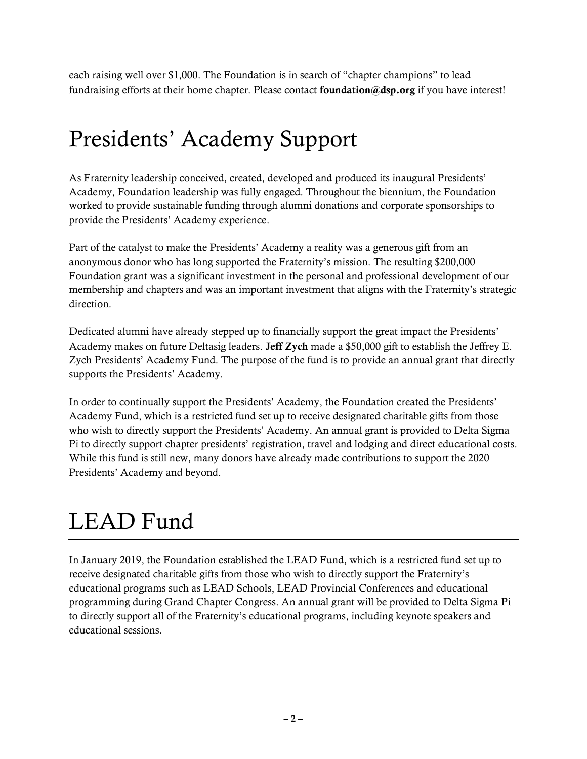each raising well over $1,000. The Foundation is in search of "chapter champions" to lead fundraising efforts at their home chapter. Please contact **foundation@dsp.org** if you have interest!

# Presidents' Academy Support

As Fraternity leadership conceived, created, developed and produced its inaugural Presidents' Academy, Foundation leadership was fully engaged. Throughout the biennium, the Foundation worked to provide sustainable funding through alumni donations and corporate sponsorships to provide the Presidents' Academy experience.

Part of the catalyst to make the Presidents' Academy a reality was a generous gift from an anonymous donor who has long supported the Fraternity's mission. The resulting $200,000 Foundation grant was a significant investment in the personal and professional development of our membership and chapters and was an important investment that aligns with the Fraternity's strategic direction.

Dedicated alumni have already stepped up to financially support the great impact the Presidents' Academy makes on future Deltasig leaders. **Jeff Zych** made a $50,000 gift to establish the Jeffrey E. Zych Presidents' Academy Fund. The purpose of the fund is to provide an annual grant that directly supports the Presidents' Academy.

In order to continually support the Presidents' Academy, the Foundation created the Presidents' Academy Fund, which is a restricted fund set up to receive designated charitable gifts from those who wish to directly support the Presidents' Academy. An annual grant is provided to Delta Sigma Pi to directly support chapter presidents' registration, travel and lodging and direct educational costs. While this fund is still new, many donors have already made contributions to support the 2020 Presidents' Academy and beyond.

# LEAD Fund

In January 2019, the Foundation established the LEAD Fund, which is a restricted fund set up to receive designated charitable gifts from those who wish to directly support the Fraternity's educational programs such as LEAD Schools, LEAD Provincial Conferences and educational programming during Grand Chapter Congress. An annual grant will be provided to Delta Sigma Pi to directly support all of the Fraternity's educational programs, including keynote speakers and educational sessions.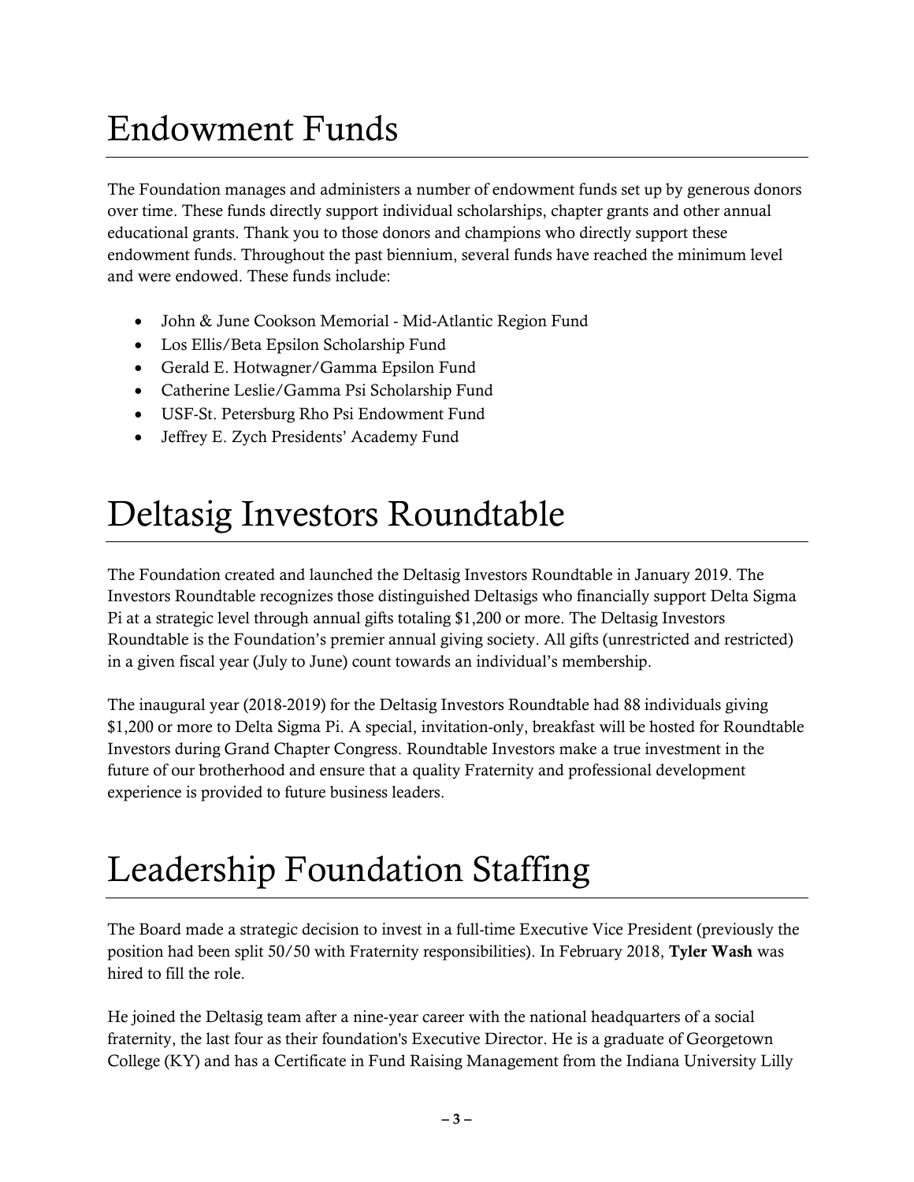# Endowment Funds

The Foundation manages and administers a number of endowment funds set up by generous donors over time. These funds directly support individual scholarships, chapter grants and other annual educational grants. Thank you to those donors and champions who directly support these endowment funds. Throughout the past biennium, several funds have reached the minimum level and were endowed. These funds include:

- John & June Cookson Memorial - Mid-Atlantic Region Fund
- Los Ellis/Beta Epsilon Scholarship Fund
- Gerald E. Hotwagner/Gamma Epsilon Fund
- Catherine Leslie/Gamma Psi Scholarship Fund
- USF-St. Petersburg Rho Psi Endowment Fund
- Jeffrey E. Zych Presidents' Academy Fund

# Deltasig Investors Roundtable

The Foundation created and launched the Deltasig Investors Roundtable in January 2019. The Investors Roundtable recognizes those distinguished Deltasigs who financially support Delta Sigma Pi at a strategic level through annual gifts totaling $1,200 or more. The Deltasig Investors Roundtable is the Foundation's premier annual giving society. All gifts (unrestricted and restricted) in a given fiscal year (July to June) count towards an individual's membership.

The inaugural year (2018-2019) for the Deltasig Investors Roundtable had 88 individuals giving $1,200 or more to Delta Sigma Pi. A special, invitation-only, breakfast will be hosted for Roundtable Investors during Grand Chapter Congress. Roundtable Investors make a true investment in the future of our brotherhood and ensure that a quality Fraternity and professional development experience is provided to future business leaders.

# Leadership Foundation Staffing

The Board made a strategic decision to invest in a full-time Executive Vice President (previously the position had been split 50/50 with Fraternity responsibilities). In February 2018, **Tyler Wash** was hired to fill the role.

He joined the Deltasig team after a nine-year career with the national headquarters of a social fraternity, the last four as their foundation's Executive Director. He is a graduate of Georgetown College (KY) and has a Certificate in Fund Raising Management from the Indiana University Lilly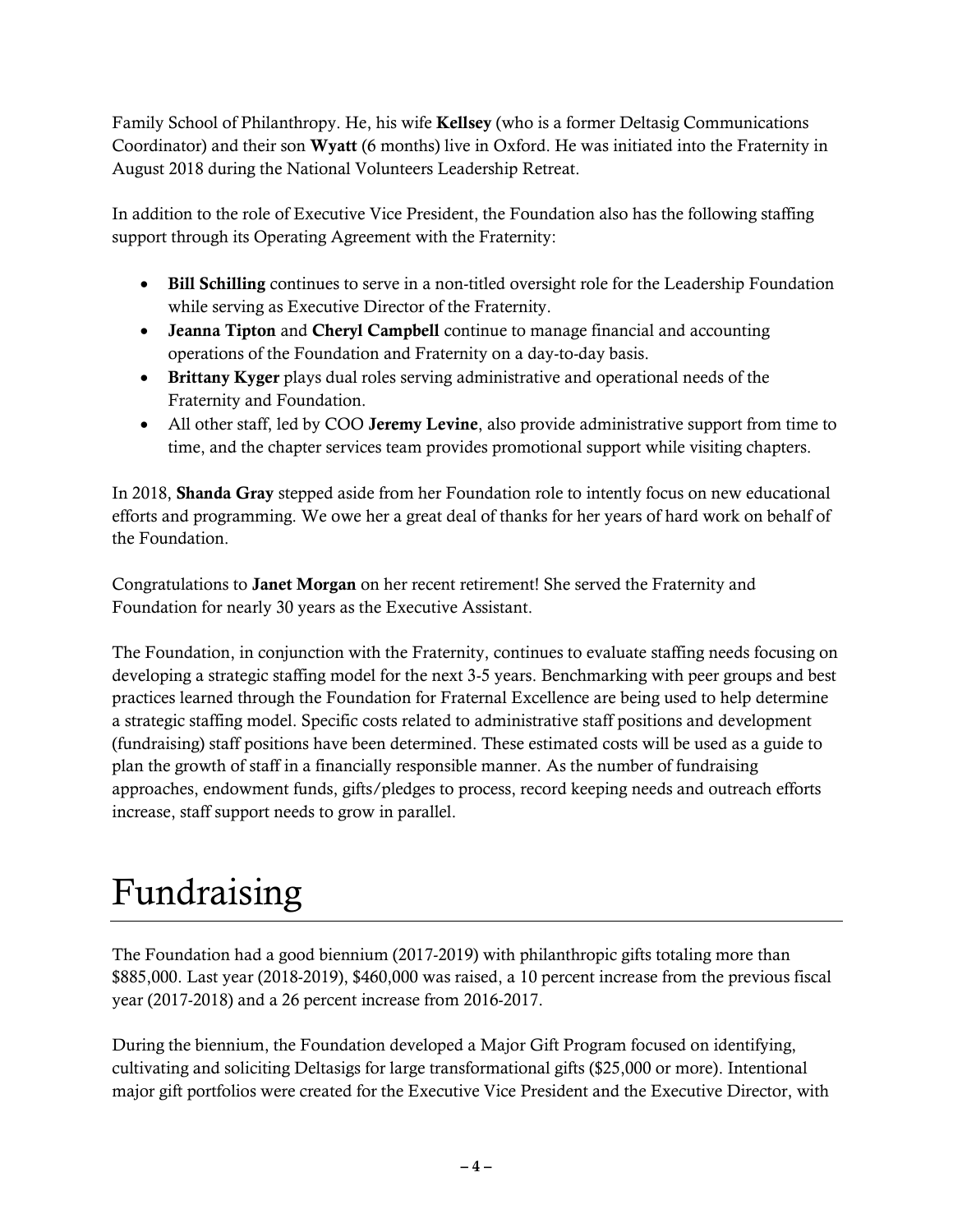Family School of Philanthropy. He, his wife **Kellsey** (who is a former Deltasig Communications Coordinator) and their son **Wyatt** (6 months) live in Oxford. He was initiated into the Fraternity in August 2018 during the National Volunteers Leadership Retreat.

In addition to the role of Executive Vice President, the Foundation also has the following staffing support through its Operating Agreement with the Fraternity:

- **Bill Schilling** continues to serve in a non-titled oversight role for the Leadership Foundation while serving as Executive Director of the Fraternity.
- **Jeanna Tipton** and **Cheryl Campbell** continue to manage financial and accounting operations of the Foundation and Fraternity on a day-to-day basis.
- **Brittany Kyger** plays dual roles serving administrative and operational needs of the Fraternity and Foundation.
- All other staff, led by COO **Jeremy Levine**, also provide administrative support from time to time, and the chapter services team provides promotional support while visiting chapters.

In 2018, **Shanda Gray** stepped aside from her Foundation role to intently focus on new educational efforts and programming. We owe her a great deal of thanks for her years of hard work on behalf of the Foundation.

Congratulations to **Janet Morgan** on her recent retirement! She served the Fraternity and Foundation for nearly 30 years as the Executive Assistant.

The Foundation, in conjunction with the Fraternity, continues to evaluate staffing needs focusing on developing a strategic staffing model for the next 3-5 years. Benchmarking with peer groups and best practices learned through the Foundation for Fraternal Excellence are being used to help determine a strategic staffing model. Specific costs related to administrative staff positions and development (fundraising) staff positions have been determined. These estimated costs will be used as a guide to plan the growth of staff in a financially responsible manner. As the number of fundraising approaches, endowment funds, gifts/pledges to process, record keeping needs and outreach efforts increase, staff support needs to grow in parallel.

# Fundraising

The Foundation had a good biennium (2017-2019) with philanthropic gifts totaling more than $885,000. Last year (2018-2019), $460,000 was raised, a 10 percent increase from the previous fiscal year (2017-2018) and a 26 percent increase from 2016-2017.

During the biennium, the Foundation developed a Major Gift Program focused on identifying, cultivating and soliciting Deltasigs for large transformational gifts ($25,000 or more). Intentional major gift portfolios were created for the Executive Vice President and the Executive Director, with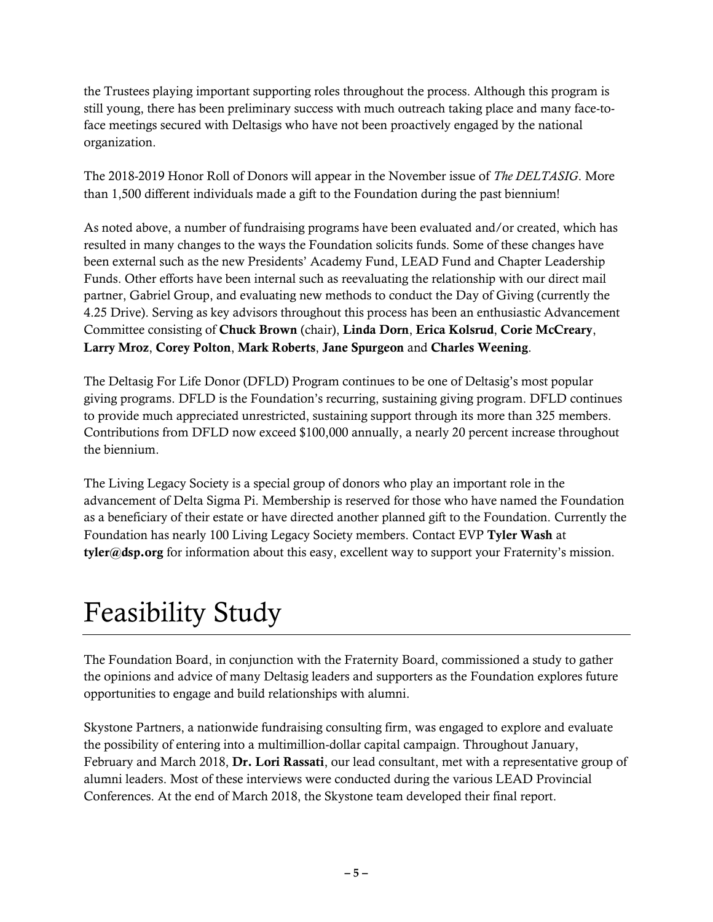the Trustees playing important supporting roles throughout the process. Although this program is still young, there has been preliminary success with much outreach taking place and many face-to-face meetings secured with Deltasigs who have not been proactively engaged by the national organization.

The 2018-2019 Honor Roll of Donors will appear in the November issue of *The DELTASIG*. More than 1,500 different individuals made a gift to the Foundation during the past biennium!

As noted above, a number of fundraising programs have been evaluated and/or created, which has resulted in many changes to the ways the Foundation solicits funds. Some of these changes have been external such as the new Presidents' Academy Fund, LEAD Fund and Chapter Leadership Funds. Other efforts have been internal such as reevaluating the relationship with our direct mail partner, Gabriel Group, and evaluating new methods to conduct the Day of Giving (currently the 4.25 Drive). Serving as key advisors throughout this process has been an enthusiastic Advancement Committee consisting of **Chuck Brown** (chair), **Linda Dorn**, **Erica Kolsrud**, **Corie McCreary**, **Larry Mroz**, **Corey Polton**, **Mark Roberts**, **Jane Spurgeon** and **Charles Weening**.

The Deltasig For Life Donor (DFLD) Program continues to be one of Deltasig's most popular giving programs. DFLD is the Foundation's recurring, sustaining giving program. DFLD continues to provide much appreciated unrestricted, sustaining support through its more than 325 members. Contributions from DFLD now exceed $100,000 annually, a nearly 20 percent increase throughout the biennium.

The Living Legacy Society is a special group of donors who play an important role in the advancement of Delta Sigma Pi. Membership is reserved for those who have named the Foundation as a beneficiary of their estate or have directed another planned gift to the Foundation. Currently the Foundation has nearly 100 Living Legacy Society members. Contact EVP **Tyler Wash** at **tyler@dsp.org** for information about this easy, excellent way to support your Fraternity's mission.

# Feasibility Study

The Foundation Board, in conjunction with the Fraternity Board, commissioned a study to gather the opinions and advice of many Deltasig leaders and supporters as the Foundation explores future opportunities to engage and build relationships with alumni.

Skystone Partners, a nationwide fundraising consulting firm, was engaged to explore and evaluate the possibility of entering into a multimillion-dollar capital campaign. Throughout January, February and March 2018, **Dr. Lori Rassati**, our lead consultant, met with a representative group of alumni leaders. Most of these interviews were conducted during the various LEAD Provincial Conferences. At the end of March 2018, the Skystone team developed their final report.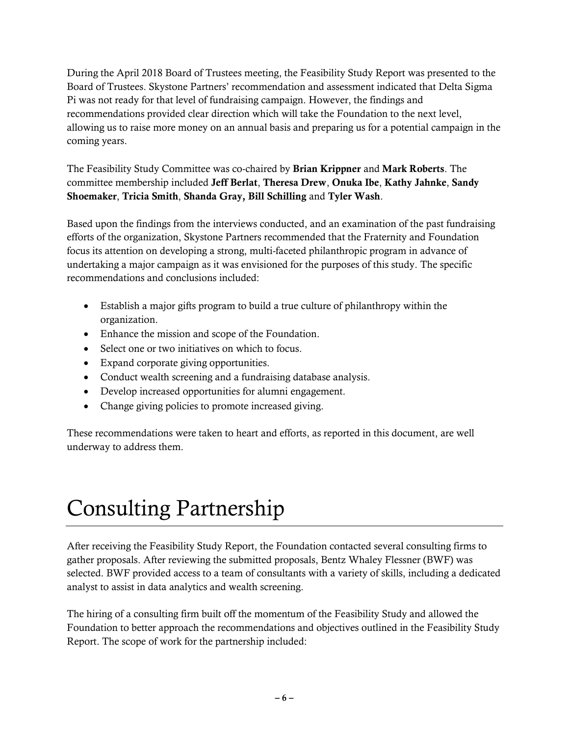During the April 2018 Board of Trustees meeting, the Feasibility Study Report was presented to the Board of Trustees. Skystone Partners' recommendation and assessment indicated that Delta Sigma Pi was not ready for that level of fundraising campaign. However, the findings and recommendations provided clear direction which will take the Foundation to the next level, allowing us to raise more money on an annual basis and preparing us for a potential campaign in the coming years.

The Feasibility Study Committee was co-chaired by **Brian Krippner** and **Mark Roberts**. The committee membership included **Jeff Berlat**, **Theresa Drew**, **Onuka Ibe**, **Kathy Jahnke**, **Sandy Shoemaker**, **Tricia Smith**, **Shanda Gray, Bill Schilling** and **Tyler Wash**.

Based upon the findings from the interviews conducted, and an examination of the past fundraising efforts of the organization, Skystone Partners recommended that the Fraternity and Foundation focus its attention on developing a strong, multi-faceted philanthropic program in advance of undertaking a major campaign as it was envisioned for the purposes of this study. The specific recommendations and conclusions included:

- Establish a major gifts program to build a true culture of philanthropy within the organization.
- Enhance the mission and scope of the Foundation.
- Select one or two initiatives on which to focus.
- Expand corporate giving opportunities.
- Conduct wealth screening and a fundraising database analysis.
- Develop increased opportunities for alumni engagement.
- Change giving policies to promote increased giving.

These recommendations were taken to heart and efforts, as reported in this document, are well underway to address them.

# Consulting Partnership

After receiving the Feasibility Study Report, the Foundation contacted several consulting firms to gather proposals. After reviewing the submitted proposals, Bentz Whaley Flessner (BWF) was selected. BWF provided access to a team of consultants with a variety of skills, including a dedicated analyst to assist in data analytics and wealth screening.

The hiring of a consulting firm built off the momentum of the Feasibility Study and allowed the Foundation to better approach the recommendations and objectives outlined in the Feasibility Study Report. The scope of work for the partnership included: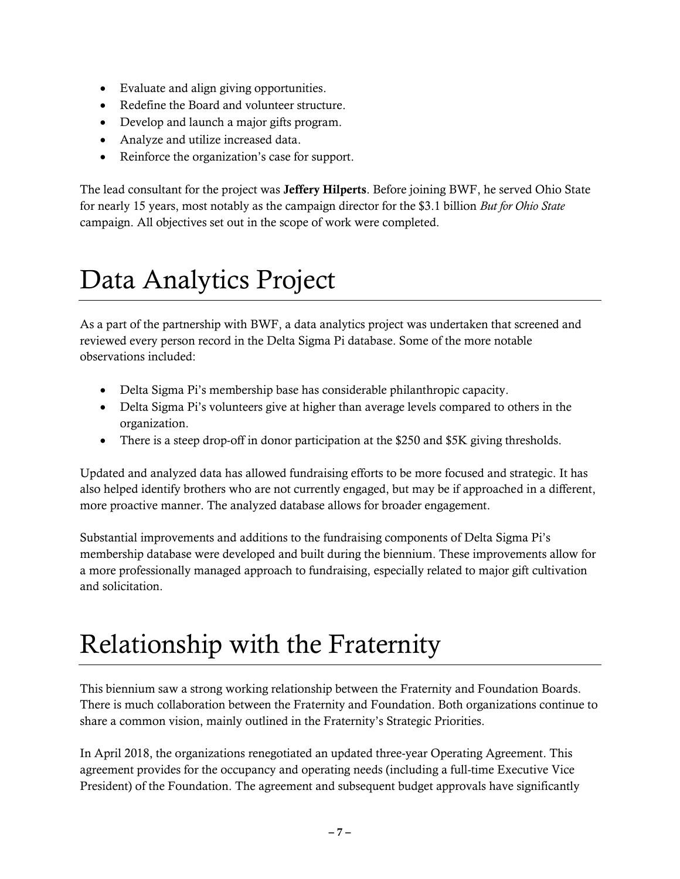- Evaluate and align giving opportunities.
- Redefine the Board and volunteer structure.
- Develop and launch a major gifts program.
- Analyze and utilize increased data.
- Reinforce the organization's case for support.

The lead consultant for the project was **Jeffery Hilperts**. Before joining BWF, he served Ohio State for nearly 15 years, most notably as the campaign director for the $3.1 billion *But for Ohio State* campaign. All objectives set out in the scope of work were completed.

# Data Analytics Project

As a part of the partnership with BWF, a data analytics project was undertaken that screened and reviewed every person record in the Delta Sigma Pi database. Some of the more notable observations included:

- Delta Sigma Pi's membership base has considerable philanthropic capacity.
- Delta Sigma Pi's volunteers give at higher than average levels compared to others in the organization.
- There is a steep drop-off in donor participation at the $250 and $5K giving thresholds.

Updated and analyzed data has allowed fundraising efforts to be more focused and strategic. It has also helped identify brothers who are not currently engaged, but may be if approached in a different, more proactive manner. The analyzed database allows for broader engagement.

Substantial improvements and additions to the fundraising components of Delta Sigma Pi's membership database were developed and built during the biennium. These improvements allow for a more professionally managed approach to fundraising, especially related to major gift cultivation and solicitation.

# Relationship with the Fraternity

This biennium saw a strong working relationship between the Fraternity and Foundation Boards. There is much collaboration between the Fraternity and Foundation. Both organizations continue to share a common vision, mainly outlined in the Fraternity's Strategic Priorities.

In April 2018, the organizations renegotiated an updated three-year Operating Agreement. This agreement provides for the occupancy and operating needs (including a full-time Executive Vice President) of the Foundation. The agreement and subsequent budget approvals have significantly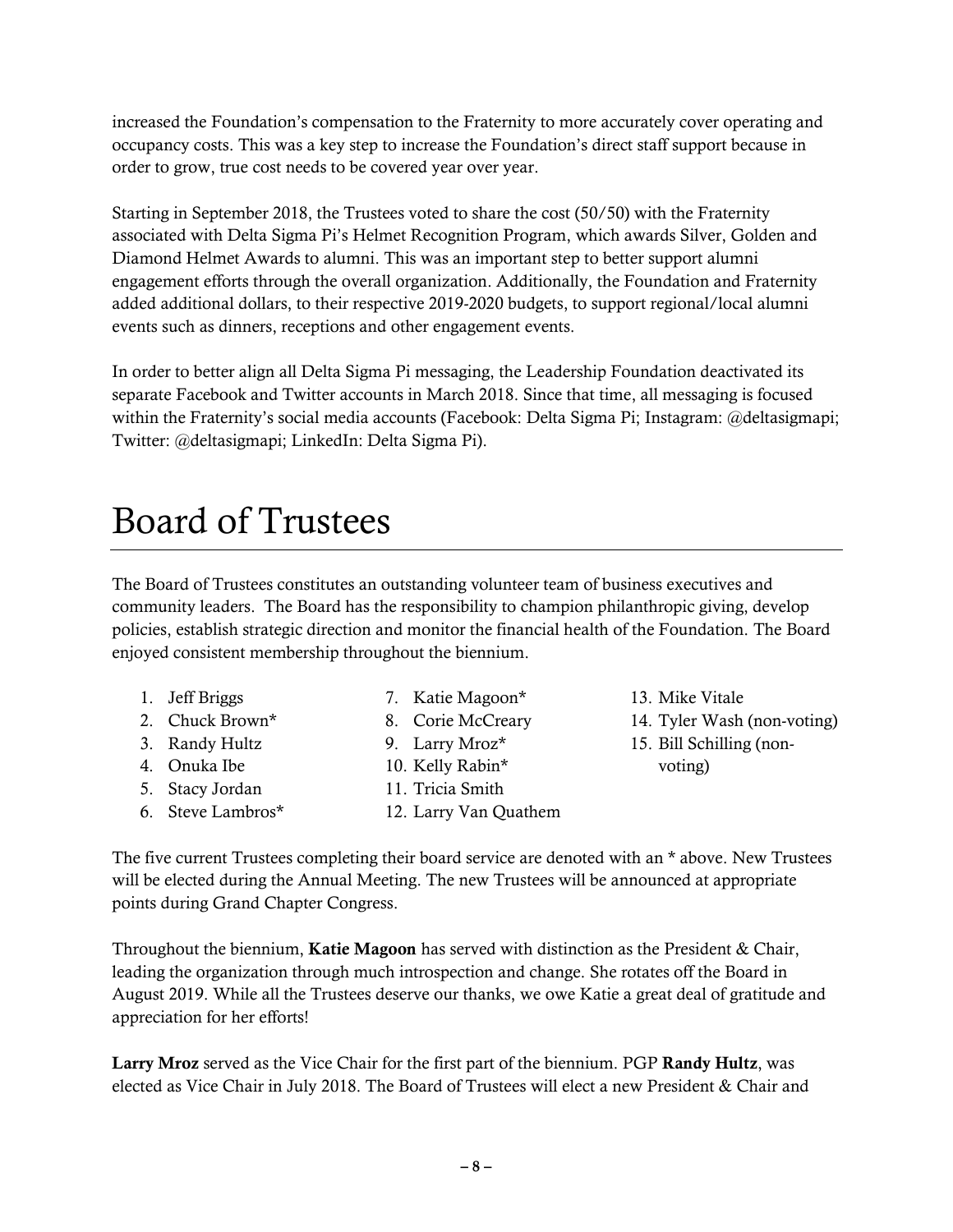increased the Foundation's compensation to the Fraternity to more accurately cover operating and occupancy costs. This was a key step to increase the Foundation's direct staff support because in order to grow, true cost needs to be covered year over year.

Starting in September 2018, the Trustees voted to share the cost (50/50) with the Fraternity associated with Delta Sigma Pi's Helmet Recognition Program, which awards Silver, Golden and Diamond Helmet Awards to alumni. This was an important step to better support alumni engagement efforts through the overall organization. Additionally, the Foundation and Fraternity added additional dollars, to their respective 2019-2020 budgets, to support regional/local alumni events such as dinners, receptions and other engagement events.

In order to better align all Delta Sigma Pi messaging, the Leadership Foundation deactivated its separate Facebook and Twitter accounts in March 2018. Since that time, all messaging is focused within the Fraternity's social media accounts (Facebook: Delta Sigma Pi; Instagram: @deltasigmapi; Twitter: @deltasigmapi; LinkedIn: Delta Sigma Pi).

# Board of Trustees

The Board of Trustees constitutes an outstanding volunteer team of business executives and community leaders. The Board has the responsibility to champion philanthropic giving, develop policies, establish strategic direction and monitor the financial health of the Foundation. The Board enjoyed consistent membership throughout the biennium.

1. Jeff Briggs
2. Chuck Brown*
3. Randy Hultz
4. Onuka Ibe
5. Stacy Jordan
6. Steve Lambros*
7. Katie Magoon*
8. Corie McCreary
9. Larry Mroz*
10. Kelly Rabin*
11. Tricia Smith
12. Larry Van Quathem
13. Mike Vitale
14. Tyler Wash (non-voting)
15. Bill Schilling (non-voting)

The five current Trustees completing their board service are denoted with an * above. New Trustees will be elected during the Annual Meeting. The new Trustees will be announced at appropriate points during Grand Chapter Congress.

Throughout the biennium, **Katie Magoon** has served with distinction as the President & Chair, leading the organization through much introspection and change. She rotates off the Board in August 2019. While all the Trustees deserve our thanks, we owe Katie a great deal of gratitude and appreciation for her efforts!

**Larry Mroz** served as the Vice Chair for the first part of the biennium. PGP **Randy Hultz**, was elected as Vice Chair in July 2018. The Board of Trustees will elect a new President & Chair and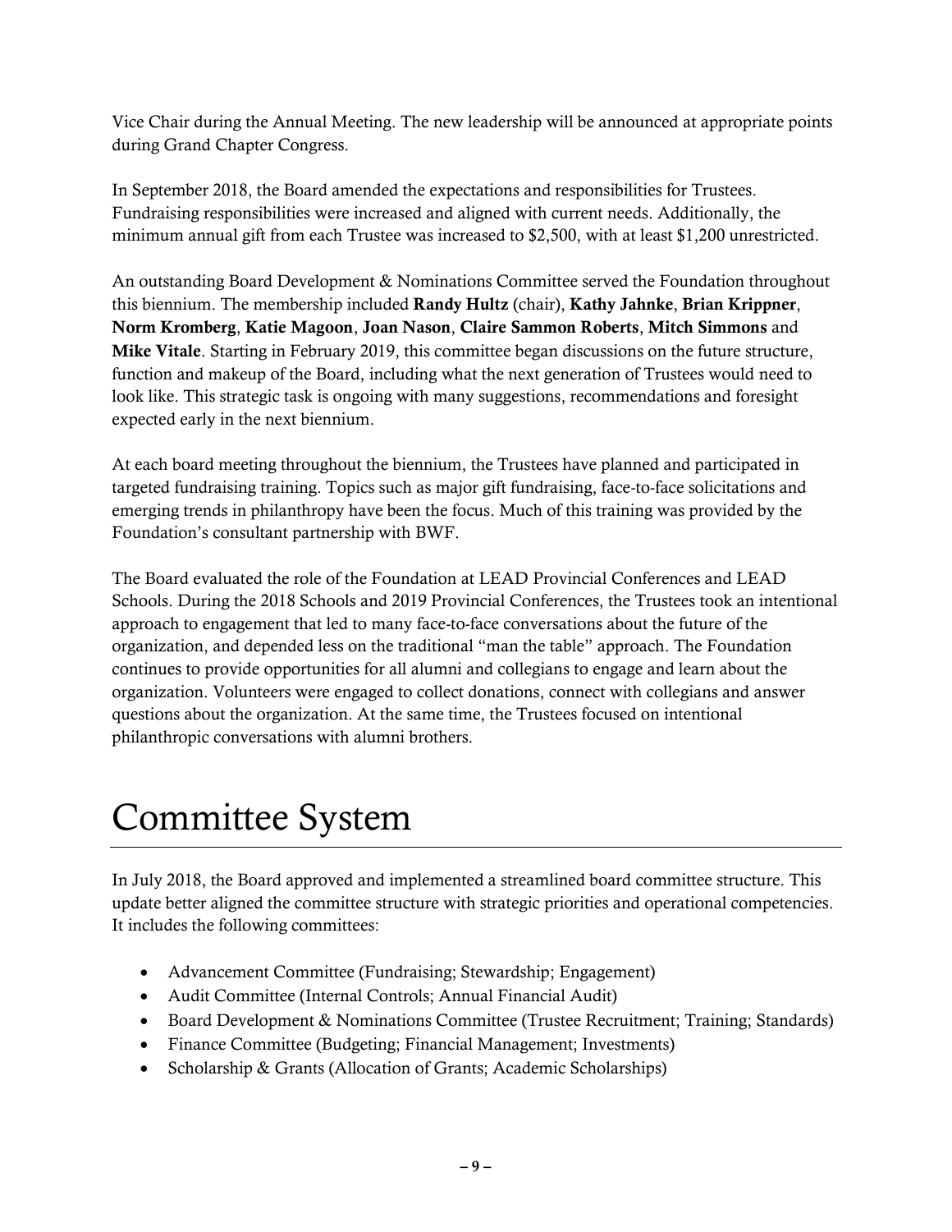Vice Chair during the Annual Meeting. The new leadership will be announced at appropriate points during Grand Chapter Congress.

In September 2018, the Board amended the expectations and responsibilities for Trustees. Fundraising responsibilities were increased and aligned with current needs. Additionally, the minimum annual gift from each Trustee was increased to $2,500, with at least $1,200 unrestricted.

An outstanding Board Development & Nominations Committee served the Foundation throughout this biennium. The membership included **Randy Hultz** (chair), **Kathy Jahnke**, **Brian Krippner**, **Norm Kromberg**, **Katie Magoon**, **Joan Nason**, **Claire Sammon Roberts**, **Mitch Simmons** and **Mike Vitale**. Starting in February 2019, this committee began discussions on the future structure, function and makeup of the Board, including what the next generation of Trustees would need to look like. This strategic task is ongoing with many suggestions, recommendations and foresight expected early in the next biennium.

At each board meeting throughout the biennium, the Trustees have planned and participated in targeted fundraising training. Topics such as major gift fundraising, face-to-face solicitations and emerging trends in philanthropy have been the focus. Much of this training was provided by the Foundation's consultant partnership with BWF.

The Board evaluated the role of the Foundation at LEAD Provincial Conferences and LEAD Schools. During the 2018 Schools and 2019 Provincial Conferences, the Trustees took an intentional approach to engagement that led to many face-to-face conversations about the future of the organization, and depended less on the traditional "man the table" approach. The Foundation continues to provide opportunities for all alumni and collegians to engage and learn about the organization. Volunteers were engaged to collect donations, connect with collegians and answer questions about the organization. At the same time, the Trustees focused on intentional philanthropic conversations with alumni brothers.

# Committee System

In July 2018, the Board approved and implemented a streamlined board committee structure. This update better aligned the committee structure with strategic priorities and operational competencies. It includes the following committees:

- Advancement Committee (Fundraising; Stewardship; Engagement)
- Audit Committee (Internal Controls; Annual Financial Audit)
- Board Development & Nominations Committee (Trustee Recruitment; Training; Standards)
- Finance Committee (Budgeting; Financial Management; Investments)
- Scholarship & Grants (Allocation of Grants; Academic Scholarships)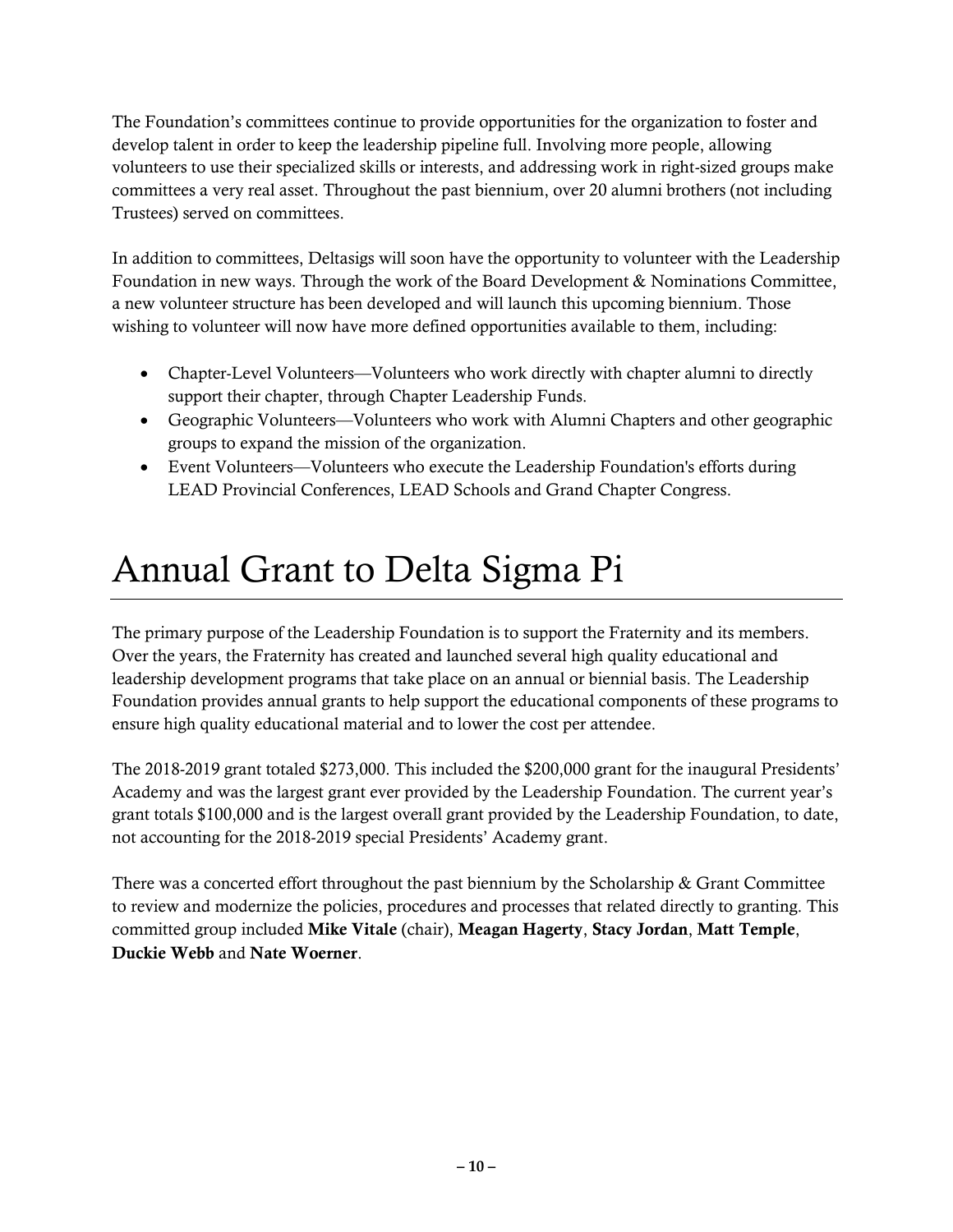The Foundation's committees continue to provide opportunities for the organization to foster and develop talent in order to keep the leadership pipeline full. Involving more people, allowing volunteers to use their specialized skills or interests, and addressing work in right-sized groups make committees a very real asset. Throughout the past biennium, over 20 alumni brothers (not including Trustees) served on committees.

In addition to committees, Deltasigs will soon have the opportunity to volunteer with the Leadership Foundation in new ways. Through the work of the Board Development & Nominations Committee, a new volunteer structure has been developed and will launch this upcoming biennium. Those wishing to volunteer will now have more defined opportunities available to them, including:

- Chapter-Level Volunteers—Volunteers who work directly with chapter alumni to directly support their chapter, through Chapter Leadership Funds.
- Geographic Volunteers—Volunteers who work with Alumni Chapters and other geographic groups to expand the mission of the organization.
- Event Volunteers—Volunteers who execute the Leadership Foundation's efforts during LEAD Provincial Conferences, LEAD Schools and Grand Chapter Congress.

# Annual Grant to Delta Sigma Pi

The primary purpose of the Leadership Foundation is to support the Fraternity and its members. Over the years, the Fraternity has created and launched several high quality educational and leadership development programs that take place on an annual or biennial basis. The Leadership Foundation provides annual grants to help support the educational components of these programs to ensure high quality educational material and to lower the cost per attendee.

The 2018-2019 grant totaled $273,000. This included the $200,000 grant for the inaugural Presidents' Academy and was the largest grant ever provided by the Leadership Foundation. The current year's grant totals $100,000 and is the largest overall grant provided by the Leadership Foundation, to date, not accounting for the 2018-2019 special Presidents' Academy grant.

There was a concerted effort throughout the past biennium by the Scholarship & Grant Committee to review and modernize the policies, procedures and processes that related directly to granting. This committed group included **Mike Vitale** (chair), **Meagan Hagerty**, **Stacy Jordan**, **Matt Temple**, **Duckie Webb** and **Nate Woerner**.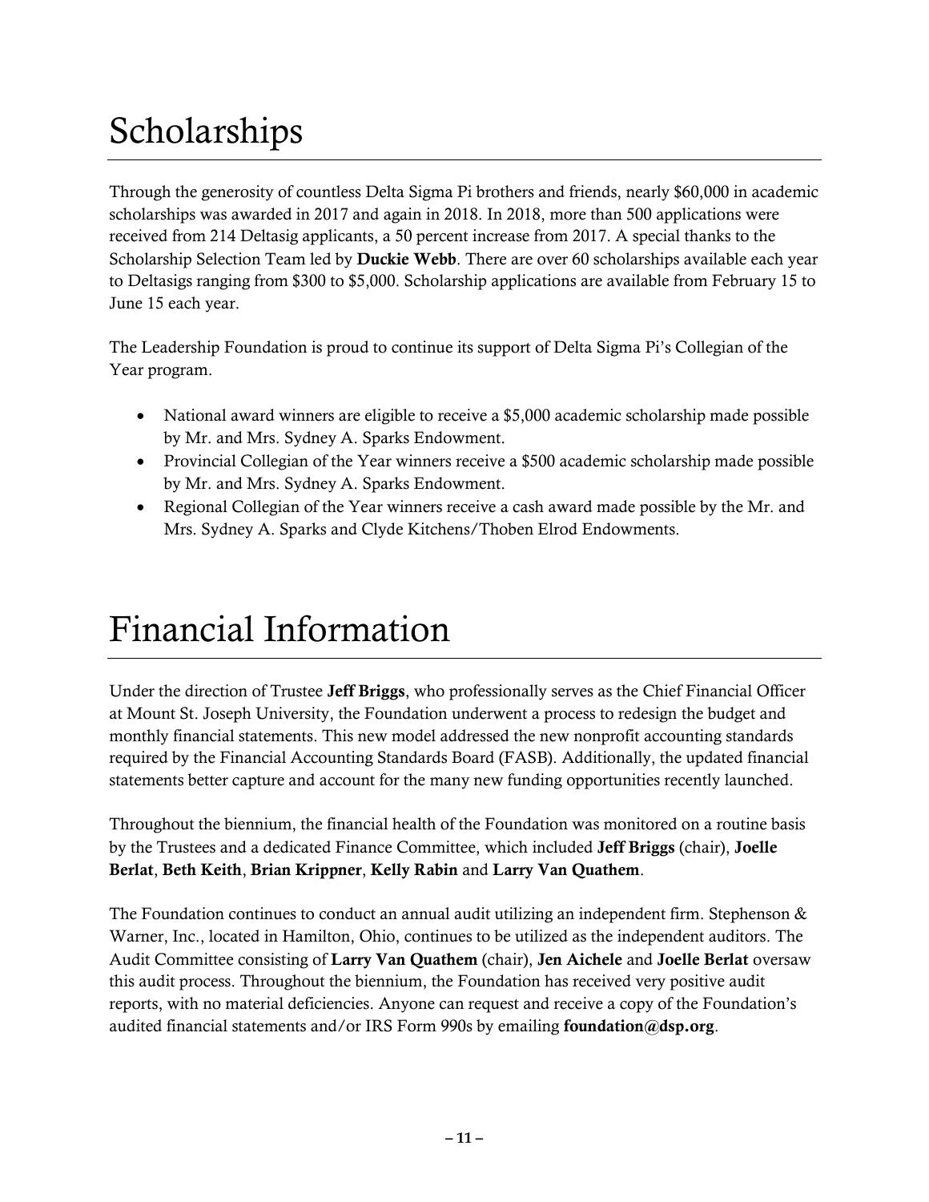# Scholarships

Through the generosity of countless Delta Sigma Pi brothers and friends, nearly $60,000 in academic scholarships was awarded in 2017 and again in 2018. In 2018, more than 500 applications were received from 214 Deltasig applicants, a 50 percent increase from 2017. A special thanks to the Scholarship Selection Team led by **Duckie Webb**. There are over 60 scholarships available each year to Deltasigs ranging from $300 to $5,000. Scholarship applications are available from February 15 to June 15 each year.

The Leadership Foundation is proud to continue its support of Delta Sigma Pi's Collegian of the Year program.

- National award winners are eligible to receive a $5,000 academic scholarship made possible by Mr. and Mrs. Sydney A. Sparks Endowment.
- Provincial Collegian of the Year winners receive a $500 academic scholarship made possible by Mr. and Mrs. Sydney A. Sparks Endowment.
- Regional Collegian of the Year winners receive a cash award made possible by the Mr. and Mrs. Sydney A. Sparks and Clyde Kitchens/Thoben Elrod Endowments.

# Financial Information

Under the direction of Trustee **Jeff Briggs**, who professionally serves as the Chief Financial Officer at Mount St. Joseph University, the Foundation underwent a process to redesign the budget and monthly financial statements. This new model addressed the new nonprofit accounting standards required by the Financial Accounting Standards Board (FASB). Additionally, the updated financial statements better capture and account for the many new funding opportunities recently launched.

Throughout the biennium, the financial health of the Foundation was monitored on a routine basis by the Trustees and a dedicated Finance Committee, which included **Jeff Briggs** (chair), **Joelle Berlat**, **Beth Keith**, **Brian Krippner**, **Kelly Rabin** and **Larry Van Quathem**.

The Foundation continues to conduct an annual audit utilizing an independent firm. Stephenson & Warner, Inc., located in Hamilton, Ohio, continues to be utilized as the independent auditors. The Audit Committee consisting of **Larry Van Quathem** (chair), **Jen Aichele** and **Joelle Berlat** oversaw this audit process. Throughout the biennium, the Foundation has received very positive audit reports, with no material deficiencies. Anyone can request and receive a copy of the Foundation's audited financial statements and/or IRS Form 990s by emailing **foundation@dsp.org**.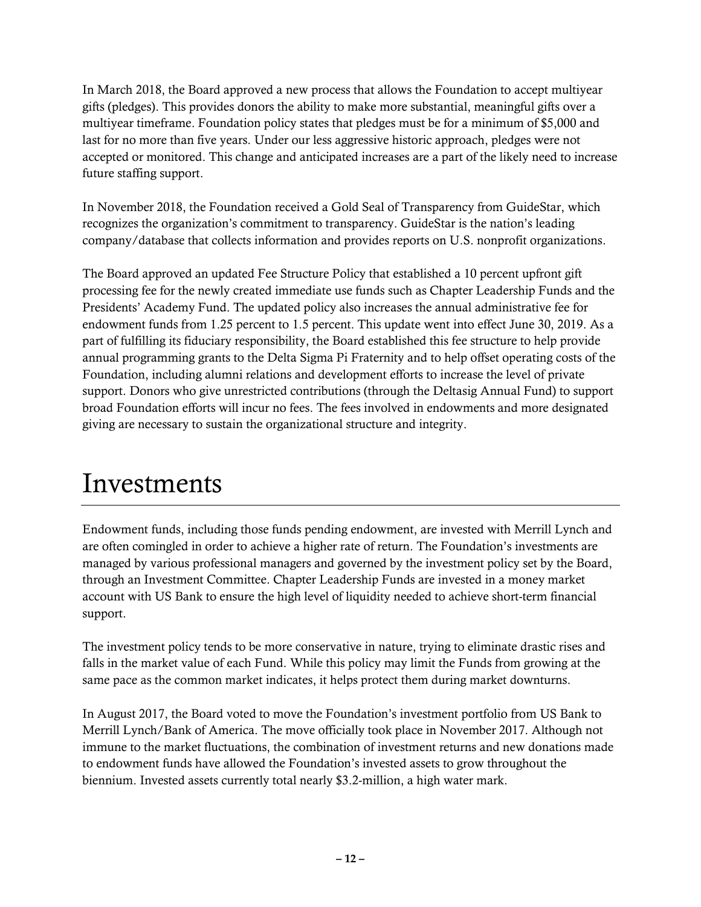In March 2018, the Board approved a new process that allows the Foundation to accept multiyear gifts (pledges). This provides donors the ability to make more substantial, meaningful gifts over a multiyear timeframe. Foundation policy states that pledges must be for a minimum of $5,000 and last for no more than five years. Under our less aggressive historic approach, pledges were not accepted or monitored. This change and anticipated increases are a part of the likely need to increase future staffing support.

In November 2018, the Foundation received a Gold Seal of Transparency from GuideStar, which recognizes the organization's commitment to transparency. GuideStar is the nation's leading company/database that collects information and provides reports on U.S. nonprofit organizations.

The Board approved an updated Fee Structure Policy that established a 10 percent upfront gift processing fee for the newly created immediate use funds such as Chapter Leadership Funds and the Presidents' Academy Fund. The updated policy also increases the annual administrative fee for endowment funds from 1.25 percent to 1.5 percent. This update went into effect June 30, 2019. As a part of fulfilling its fiduciary responsibility, the Board established this fee structure to help provide annual programming grants to the Delta Sigma Pi Fraternity and to help offset operating costs of the Foundation, including alumni relations and development efforts to increase the level of private support. Donors who give unrestricted contributions (through the Deltasig Annual Fund) to support broad Foundation efforts will incur no fees. The fees involved in endowments and more designated giving are necessary to sustain the organizational structure and integrity.

# Investments

Endowment funds, including those funds pending endowment, are invested with Merrill Lynch and are often comingled in order to achieve a higher rate of return. The Foundation's investments are managed by various professional managers and governed by the investment policy set by the Board, through an Investment Committee. Chapter Leadership Funds are invested in a money market account with US Bank to ensure the high level of liquidity needed to achieve short-term financial support.

The investment policy tends to be more conservative in nature, trying to eliminate drastic rises and falls in the market value of each Fund. While this policy may limit the Funds from growing at the same pace as the common market indicates, it helps protect them during market downturns.

In August 2017, the Board voted to move the Foundation's investment portfolio from US Bank to Merrill Lynch/Bank of America. The move officially took place in November 2017. Although not immune to the market fluctuations, the combination of investment returns and new donations made to endowment funds have allowed the Foundation's invested assets to grow throughout the biennium. Invested assets currently total nearly $3.2-million, a high water mark.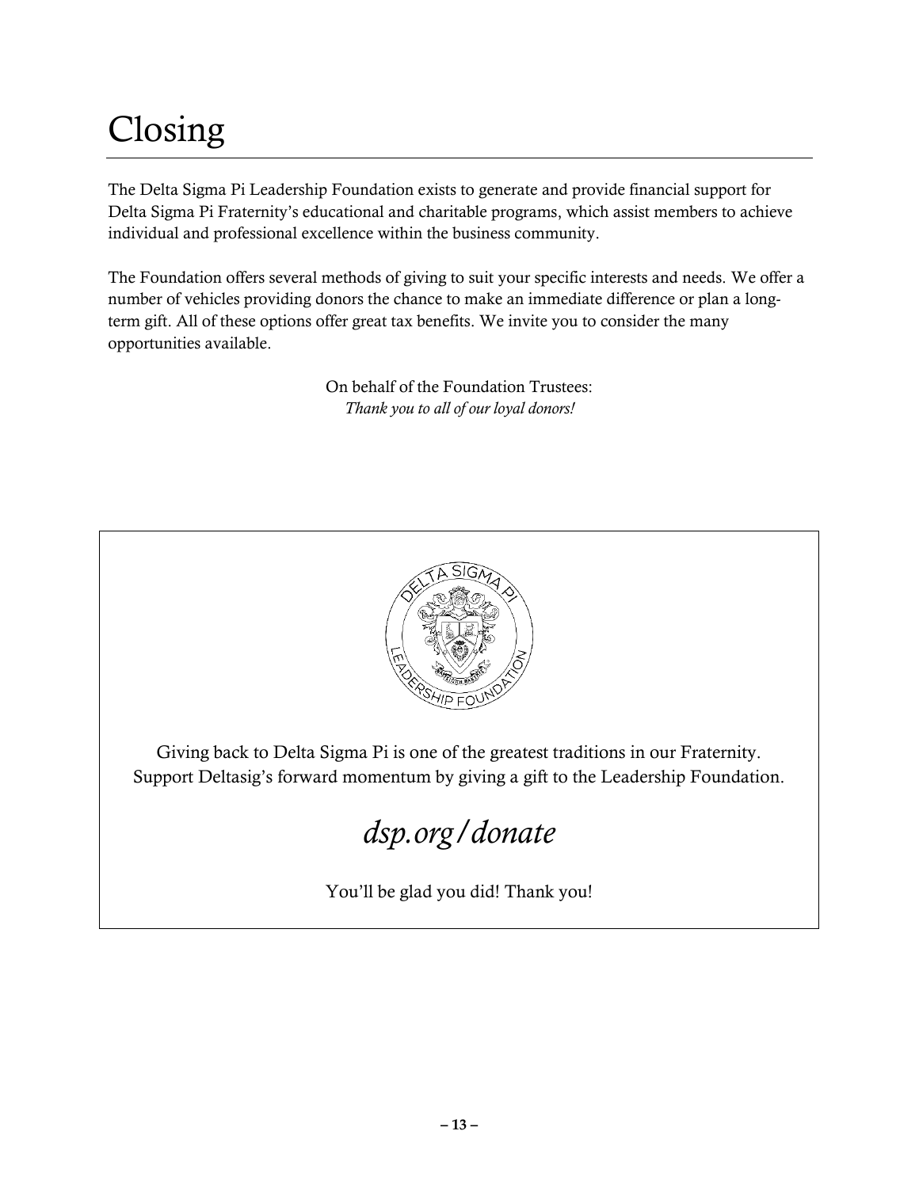# Closing

The Delta Sigma Pi Leadership Foundation exists to generate and provide financial support for Delta Sigma Pi Fraternity's educational and charitable programs, which assist members to achieve individual and professional excellence within the business community.

The Foundation offers several methods of giving to suit your specific interests and needs. We offer a number of vehicles providing donors the chance to make an immediate difference or plan a long-term gift. All of these options offer great tax benefits. We invite you to consider the many opportunities available.

On behalf of the Foundation Trustees:
*Thank you to all of our loyal donors!*

Giving back to Delta Sigma Pi is one of the greatest traditions in our Fraternity. Support Deltasig's forward momentum by giving a gift to the Leadership Foundation.

*dsp.org/donate*

You'll be glad you did! Thank you!